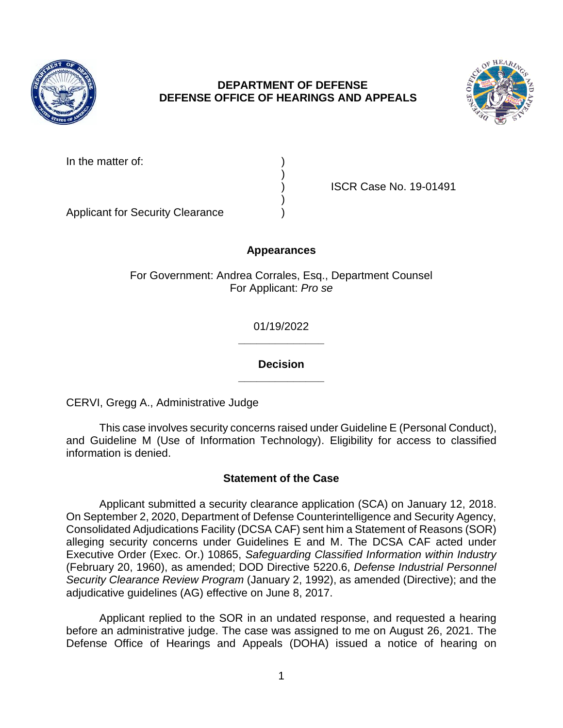**DEPARTMENT OF DEFENSE**
**DEFENSE OFFICE OF HEARINGS AND APPEALS**

In the matter of: )
)
) ISCR Case No. 19-01491
)
Applicant for Security Clearance )

## Appearances

For Government: Andrea Corrales, Esq., Department Counsel
For Applicant: *Pro se*

01/19/2022

______________

## Decision

______________

CERVI, Gregg A., Administrative Judge

This case involves security concerns raised under Guideline E (Personal Conduct), and Guideline M (Use of Information Technology). Eligibility for access to classified information is denied.

## Statement of the Case

Applicant submitted a security clearance application (SCA) on January 12, 2018. On September 2, 2020, Department of Defense Counterintelligence and Security Agency, Consolidated Adjudications Facility (DCSA CAF) sent him a Statement of Reasons (SOR) alleging security concerns under Guidelines E and M. The DCSA CAF acted under Executive Order (Exec. Or.) 10865, *Safeguarding Classified Information within Industry* (February 20, 1960), as amended; DOD Directive 5220.6, *Defense Industrial Personnel Security Clearance Review Program* (January 2, 1992), as amended (Directive); and the adjudicative guidelines (AG) effective on June 8, 2017.

Applicant replied to the SOR in an undated response, and requested a hearing before an administrative judge. The case was assigned to me on August 26, 2021. The Defense Office of Hearings and Appeals (DOHA) issued a notice of hearing on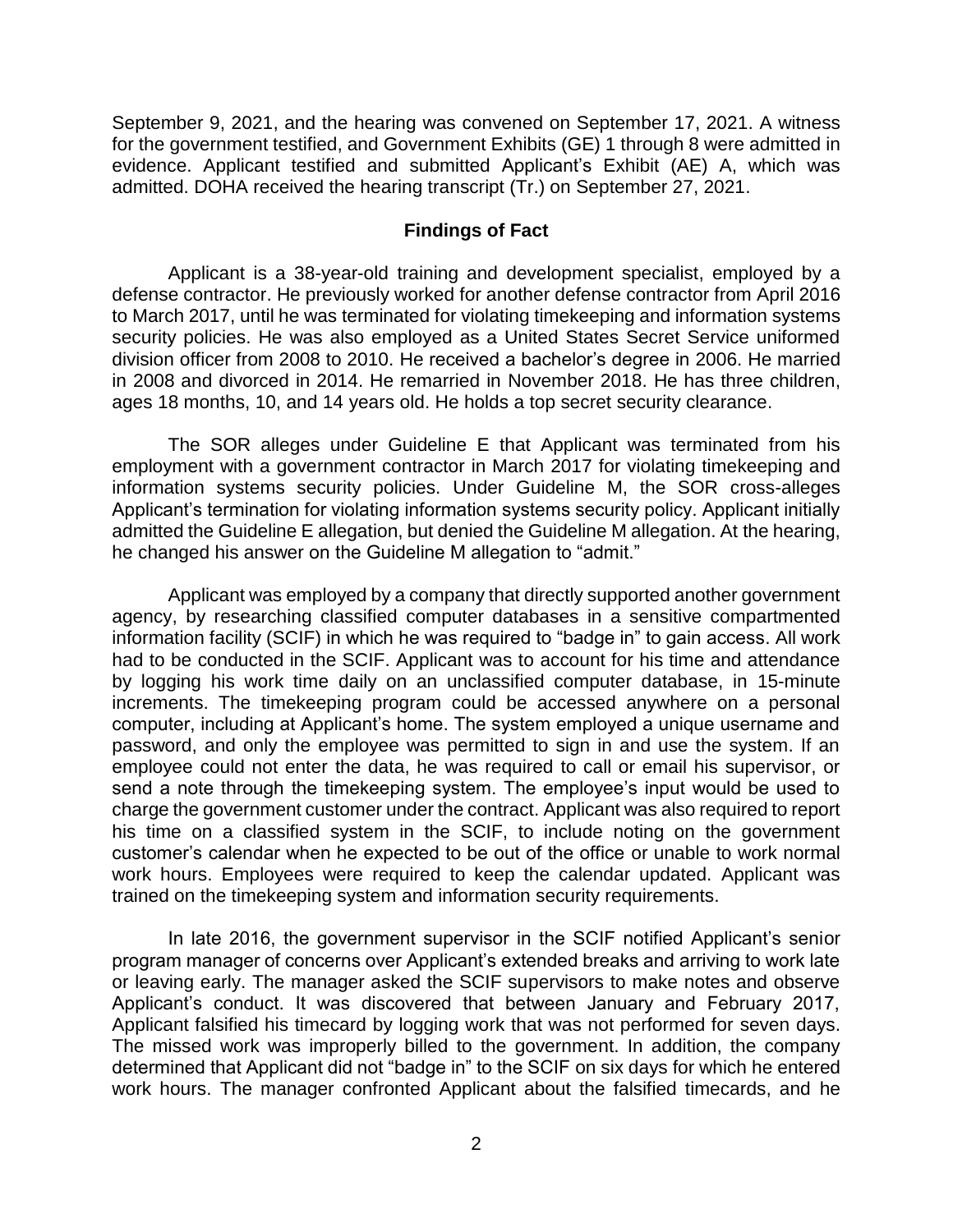September 9, 2021, and the hearing was convened on September 17, 2021. A witness for the government testified, and Government Exhibits (GE) 1 through 8 were admitted in evidence. Applicant testified and submitted Applicant's Exhibit (AE) A, which was admitted. DOHA received the hearing transcript (Tr.) on September 27, 2021.

## Findings of Fact

Applicant is a 38-year-old training and development specialist, employed by a defense contractor. He previously worked for another defense contractor from April 2016 to March 2017, until he was terminated for violating timekeeping and information systems security policies. He was also employed as a United States Secret Service uniformed division officer from 2008 to 2010. He received a bachelor's degree in 2006. He married in 2008 and divorced in 2014. He remarried in November 2018. He has three children, ages 18 months, 10, and 14 years old. He holds a top secret security clearance.

The SOR alleges under Guideline E that Applicant was terminated from his employment with a government contractor in March 2017 for violating timekeeping and information systems security policies. Under Guideline M, the SOR cross-alleges Applicant's termination for violating information systems security policy. Applicant initially admitted the Guideline E allegation, but denied the Guideline M allegation. At the hearing, he changed his answer on the Guideline M allegation to "admit."

Applicant was employed by a company that directly supported another government agency, by researching classified computer databases in a sensitive compartmented information facility (SCIF) in which he was required to "badge in" to gain access. All work had to be conducted in the SCIF. Applicant was to account for his time and attendance by logging his work time daily on an unclassified computer database, in 15-minute increments. The timekeeping program could be accessed anywhere on a personal computer, including at Applicant's home. The system employed a unique username and password, and only the employee was permitted to sign in and use the system. If an employee could not enter the data, he was required to call or email his supervisor, or send a note through the timekeeping system. The employee's input would be used to charge the government customer under the contract. Applicant was also required to report his time on a classified system in the SCIF, to include noting on the government customer's calendar when he expected to be out of the office or unable to work normal work hours. Employees were required to keep the calendar updated. Applicant was trained on the timekeeping system and information security requirements.

In late 2016, the government supervisor in the SCIF notified Applicant's senior program manager of concerns over Applicant's extended breaks and arriving to work late or leaving early. The manager asked the SCIF supervisors to make notes and observe Applicant's conduct. It was discovered that between January and February 2017, Applicant falsified his timecard by logging work that was not performed for seven days. The missed work was improperly billed to the government. In addition, the company determined that Applicant did not "badge in" to the SCIF on six days for which he entered work hours. The manager confronted Applicant about the falsified timecards, and he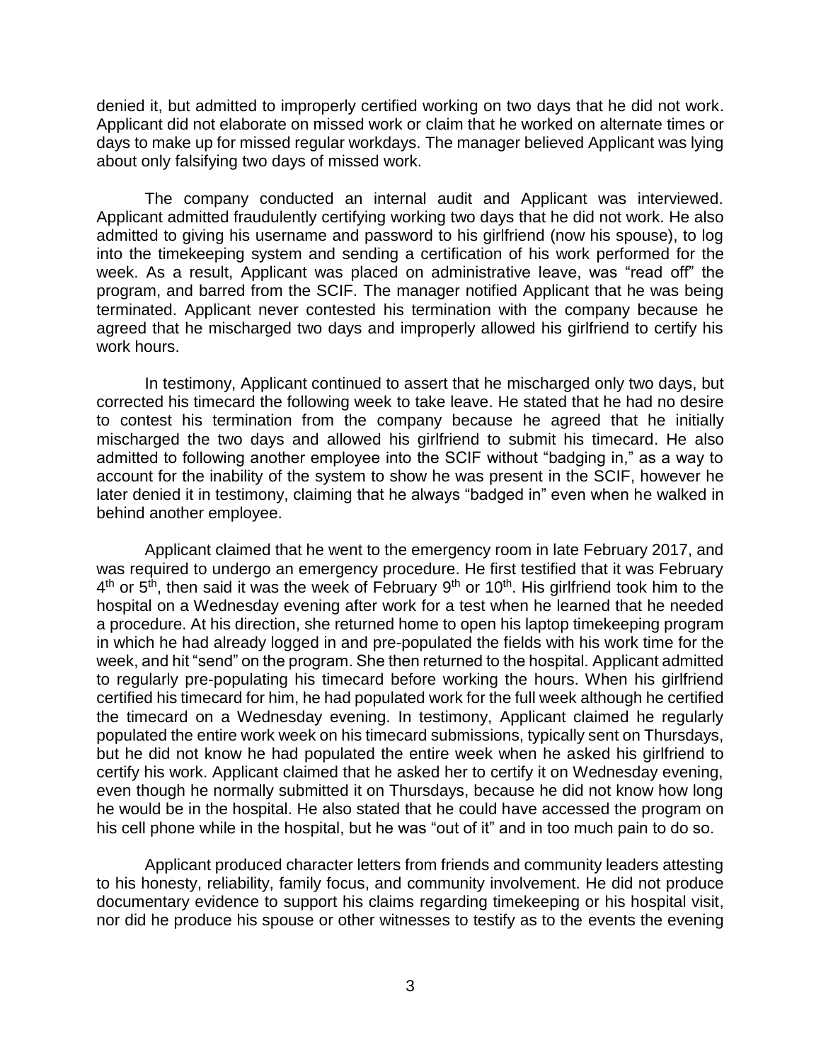denied it, but admitted to improperly certified working on two days that he did not work. Applicant did not elaborate on missed work or claim that he worked on alternate times or days to make up for missed regular workdays. The manager believed Applicant was lying about only falsifying two days of missed work.

The company conducted an internal audit and Applicant was interviewed. Applicant admitted fraudulently certifying working two days that he did not work. He also admitted to giving his username and password to his girlfriend (now his spouse), to log into the timekeeping system and sending a certification of his work performed for the week. As a result, Applicant was placed on administrative leave, was "read off" the program, and barred from the SCIF. The manager notified Applicant that he was being terminated. Applicant never contested his termination with the company because he agreed that he mischarged two days and improperly allowed his girlfriend to certify his work hours.

In testimony, Applicant continued to assert that he mischarged only two days, but corrected his timecard the following week to take leave. He stated that he had no desire to contest his termination from the company because he agreed that he initially mischarged the two days and allowed his girlfriend to submit his timecard. He also admitted to following another employee into the SCIF without "badging in," as a way to account for the inability of the system to show he was present in the SCIF, however he later denied it in testimony, claiming that he always "badged in" even when he walked in behind another employee.

Applicant claimed that he went to the emergency room in late February 2017, and was required to undergo an emergency procedure. He first testified that it was February 4th or 5th, then said it was the week of February 9th or 10th. His girlfriend took him to the hospital on a Wednesday evening after work for a test when he learned that he needed a procedure. At his direction, she returned home to open his laptop timekeeping program in which he had already logged in and pre-populated the fields with his work time for the week, and hit "send" on the program. She then returned to the hospital. Applicant admitted to regularly pre-populating his timecard before working the hours. When his girlfriend certified his timecard for him, he had populated work for the full week although he certified the timecard on a Wednesday evening. In testimony, Applicant claimed he regularly populated the entire work week on his timecard submissions, typically sent on Thursdays, but he did not know he had populated the entire week when he asked his girlfriend to certify his work. Applicant claimed that he asked her to certify it on Wednesday evening, even though he normally submitted it on Thursdays, because he did not know how long he would be in the hospital. He also stated that he could have accessed the program on his cell phone while in the hospital, but he was "out of it" and in too much pain to do so.

Applicant produced character letters from friends and community leaders attesting to his honesty, reliability, family focus, and community involvement. He did not produce documentary evidence to support his claims regarding timekeeping or his hospital visit, nor did he produce his spouse or other witnesses to testify as to the events the evening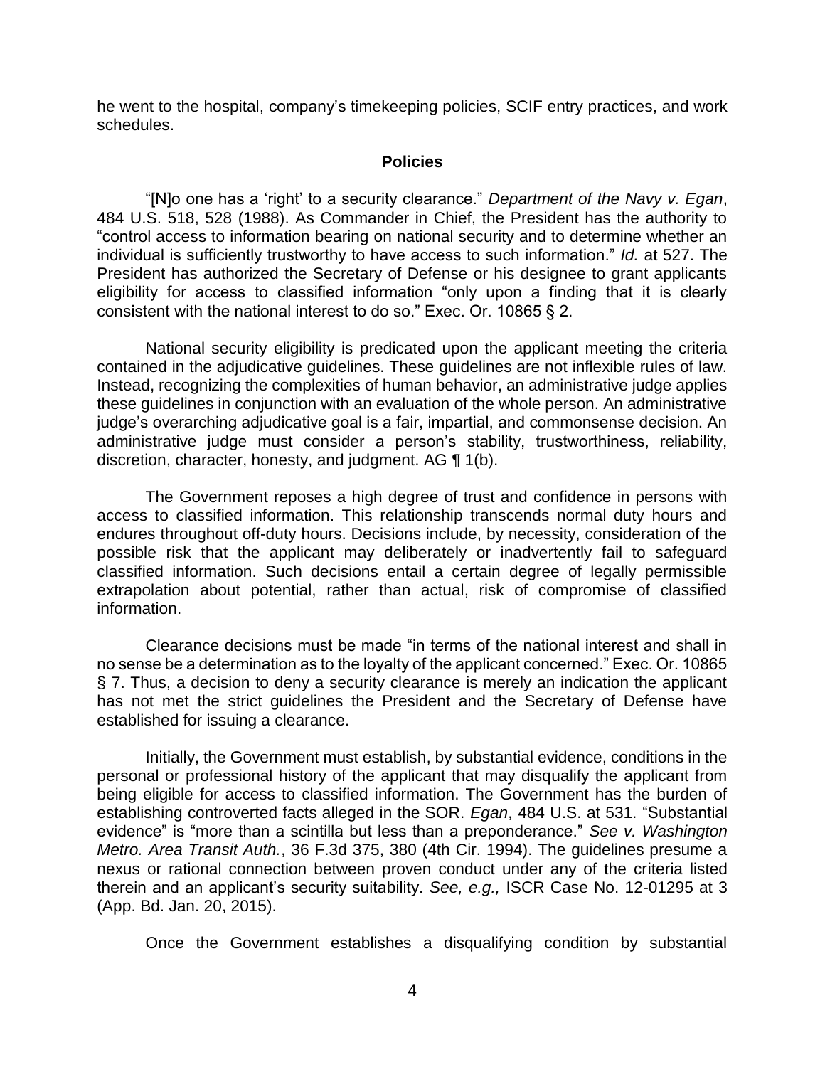he went to the hospital, company's timekeeping policies, SCIF entry practices, and work schedules.

## Policies

"[N]o one has a 'right' to a security clearance." *Department of the Navy v. Egan*, 484 U.S. 518, 528 (1988). As Commander in Chief, the President has the authority to "control access to information bearing on national security and to determine whether an individual is sufficiently trustworthy to have access to such information." *Id.* at 527. The President has authorized the Secretary of Defense or his designee to grant applicants eligibility for access to classified information "only upon a finding that it is clearly consistent with the national interest to do so." Exec. Or. 10865 § 2.

National security eligibility is predicated upon the applicant meeting the criteria contained in the adjudicative guidelines. These guidelines are not inflexible rules of law. Instead, recognizing the complexities of human behavior, an administrative judge applies these guidelines in conjunction with an evaluation of the whole person. An administrative judge's overarching adjudicative goal is a fair, impartial, and commonsense decision. An administrative judge must consider a person's stability, trustworthiness, reliability, discretion, character, honesty, and judgment. AG ¶ 1(b).

The Government reposes a high degree of trust and confidence in persons with access to classified information. This relationship transcends normal duty hours and endures throughout off-duty hours. Decisions include, by necessity, consideration of the possible risk that the applicant may deliberately or inadvertently fail to safeguard classified information. Such decisions entail a certain degree of legally permissible extrapolation about potential, rather than actual, risk of compromise of classified information.

Clearance decisions must be made "in terms of the national interest and shall in no sense be a determination as to the loyalty of the applicant concerned." Exec. Or. 10865 § 7. Thus, a decision to deny a security clearance is merely an indication the applicant has not met the strict guidelines the President and the Secretary of Defense have established for issuing a clearance.

Initially, the Government must establish, by substantial evidence, conditions in the personal or professional history of the applicant that may disqualify the applicant from being eligible for access to classified information. The Government has the burden of establishing controverted facts alleged in the SOR. *Egan*, 484 U.S. at 531. "Substantial evidence" is "more than a scintilla but less than a preponderance." *See v. Washington Metro. Area Transit Auth.*, 36 F.3d 375, 380 (4th Cir. 1994). The guidelines presume a nexus or rational connection between proven conduct under any of the criteria listed therein and an applicant's security suitability. *See, e.g.,* ISCR Case No. 12-01295 at 3 (App. Bd. Jan. 20, 2015).

Once the Government establishes a disqualifying condition by substantial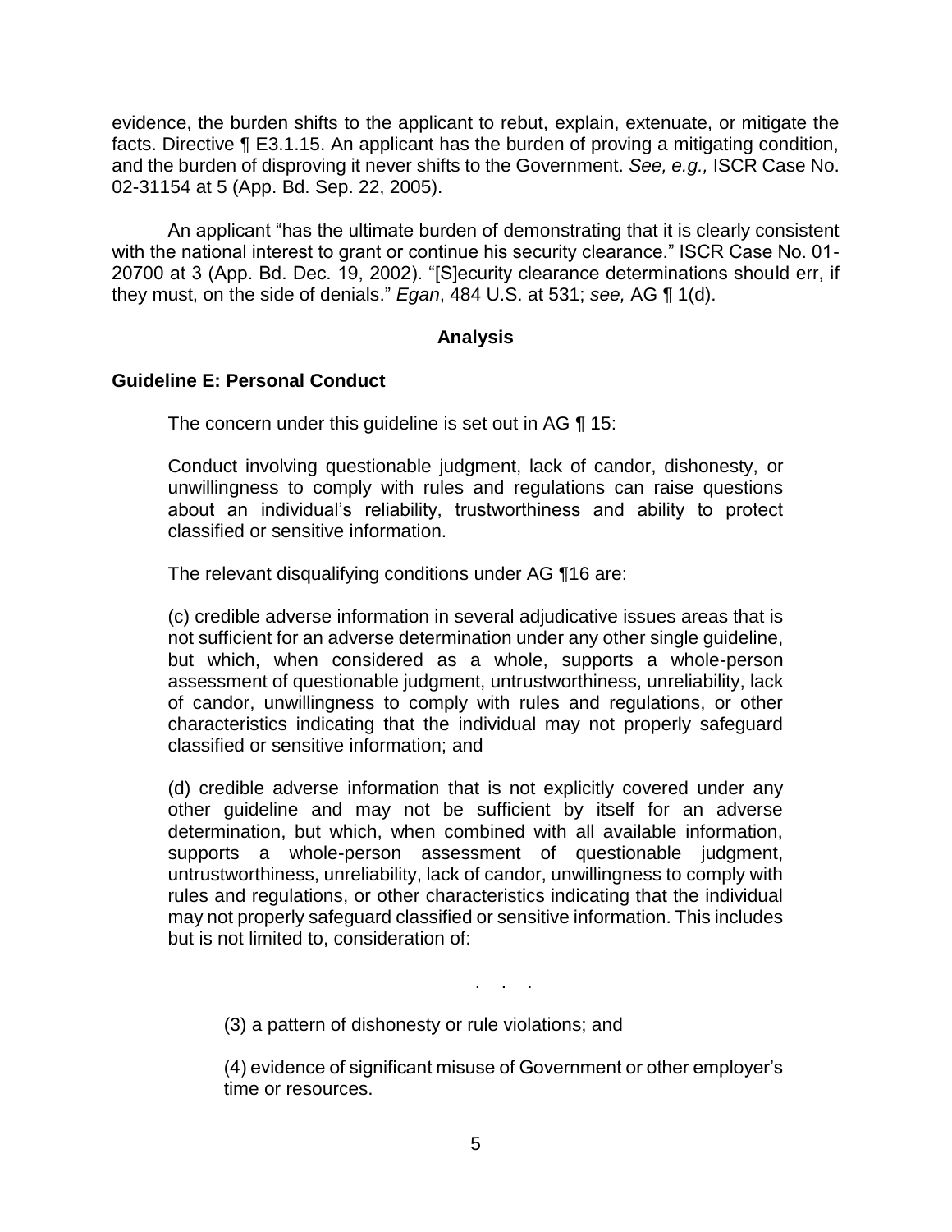evidence, the burden shifts to the applicant to rebut, explain, extenuate, or mitigate the facts. Directive ¶ E3.1.15. An applicant has the burden of proving a mitigating condition, and the burden of disproving it never shifts to the Government. *See, e.g.,* ISCR Case No. 02-31154 at 5 (App. Bd. Sep. 22, 2005).

An applicant "has the ultimate burden of demonstrating that it is clearly consistent with the national interest to grant or continue his security clearance." ISCR Case No. 01-20700 at 3 (App. Bd. Dec. 19, 2002). "[S]ecurity clearance determinations should err, if they must, on the side of denials." *Egan*, 484 U.S. at 531; *see,* AG ¶ 1(d).

## Analysis

### Guideline E: Personal Conduct

The concern under this guideline is set out in AG ¶ 15:

> Conduct involving questionable judgment, lack of candor, dishonesty, or unwillingness to comply with rules and regulations can raise questions about an individual's reliability, trustworthiness and ability to protect classified or sensitive information.

The relevant disqualifying conditions under AG ¶16 are:

> (c) credible adverse information in several adjudicative issues areas that is not sufficient for an adverse determination under any other single guideline, but which, when considered as a whole, supports a whole-person assessment of questionable judgment, untrustworthiness, unreliability, lack of candor, unwillingness to comply with rules and regulations, or other characteristics indicating that the individual may not properly safeguard classified or sensitive information; and
>
> (d) credible adverse information that is not explicitly covered under any other guideline and may not be sufficient by itself for an adverse determination, but which, when combined with all available information, supports a whole-person assessment of questionable judgment, untrustworthiness, unreliability, lack of candor, unwillingness to comply with rules and regulations, or other characteristics indicating that the individual may not properly safeguard classified or sensitive information. This includes but is not limited to, consideration of:
>
> . . .
>
> (3) a pattern of dishonesty or rule violations; and
>
> (4) evidence of significant misuse of Government or other employer's time or resources.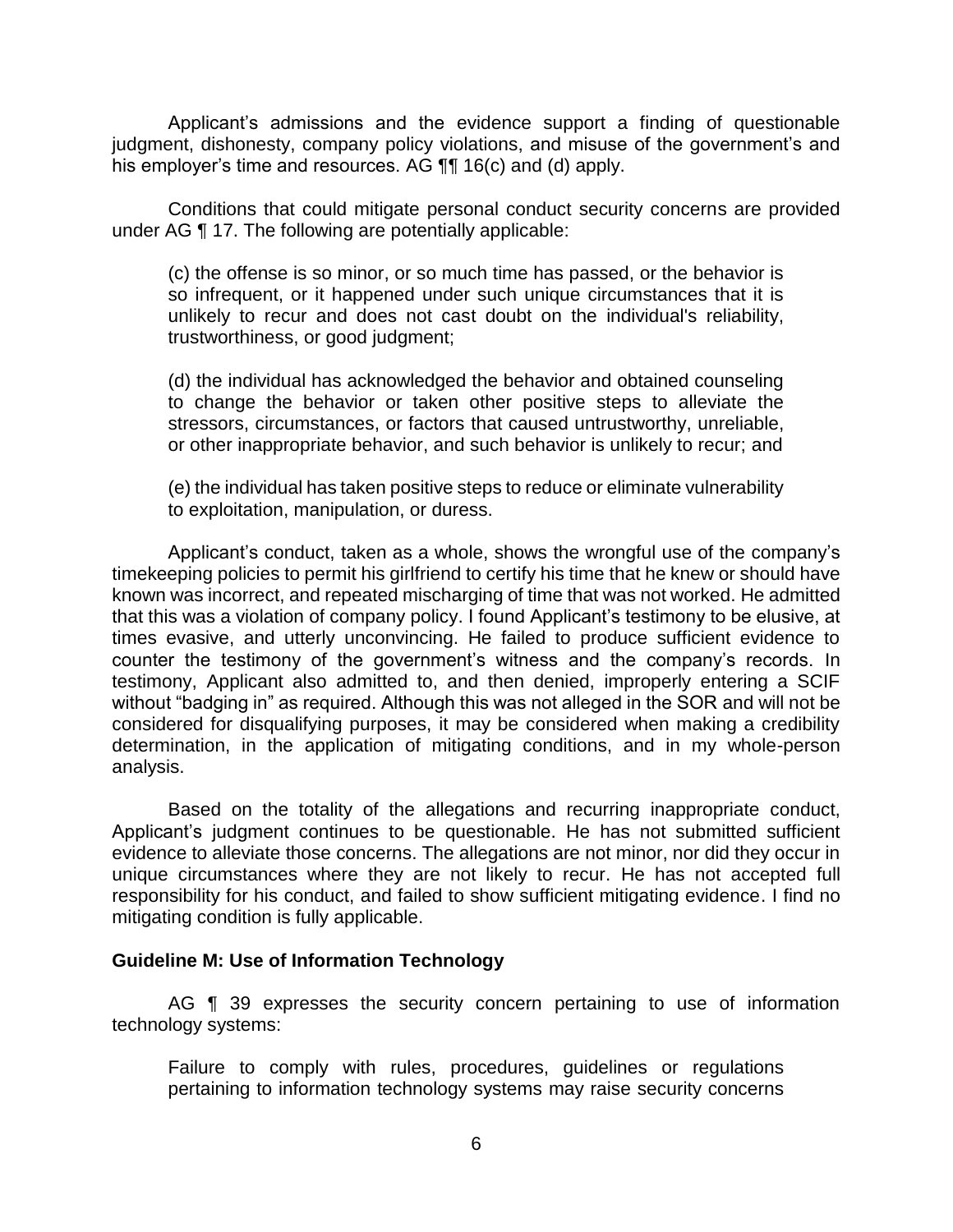Applicant's admissions and the evidence support a finding of questionable judgment, dishonesty, company policy violations, and misuse of the government's and his employer's time and resources. AG ¶¶ 16(c) and (d) apply.

Conditions that could mitigate personal conduct security concerns are provided under AG ¶ 17. The following are potentially applicable:

> (c) the offense is so minor, or so much time has passed, or the behavior is so infrequent, or it happened under such unique circumstances that it is unlikely to recur and does not cast doubt on the individual's reliability, trustworthiness, or good judgment;
>
> (d) the individual has acknowledged the behavior and obtained counseling to change the behavior or taken other positive steps to alleviate the stressors, circumstances, or factors that caused untrustworthy, unreliable, or other inappropriate behavior, and such behavior is unlikely to recur; and
>
> (e) the individual has taken positive steps to reduce or eliminate vulnerability to exploitation, manipulation, or duress.

Applicant's conduct, taken as a whole, shows the wrongful use of the company's timekeeping policies to permit his girlfriend to certify his time that he knew or should have known was incorrect, and repeated mischarging of time that was not worked. He admitted that this was a violation of company policy. I found Applicant's testimony to be elusive, at times evasive, and utterly unconvincing. He failed to produce sufficient evidence to counter the testimony of the government's witness and the company's records. In testimony, Applicant also admitted to, and then denied, improperly entering a SCIF without "badging in" as required. Although this was not alleged in the SOR and will not be considered for disqualifying purposes, it may be considered when making a credibility determination, in the application of mitigating conditions, and in my whole-person analysis.

Based on the totality of the allegations and recurring inappropriate conduct, Applicant's judgment continues to be questionable. He has not submitted sufficient evidence to alleviate those concerns. The allegations are not minor, nor did they occur in unique circumstances where they are not likely to recur. He has not accepted full responsibility for his conduct, and failed to show sufficient mitigating evidence. I find no mitigating condition is fully applicable.

**Guideline M: Use of Information Technology**

AG ¶ 39 expresses the security concern pertaining to use of information technology systems:

> Failure to comply with rules, procedures, guidelines or regulations pertaining to information technology systems may raise security concerns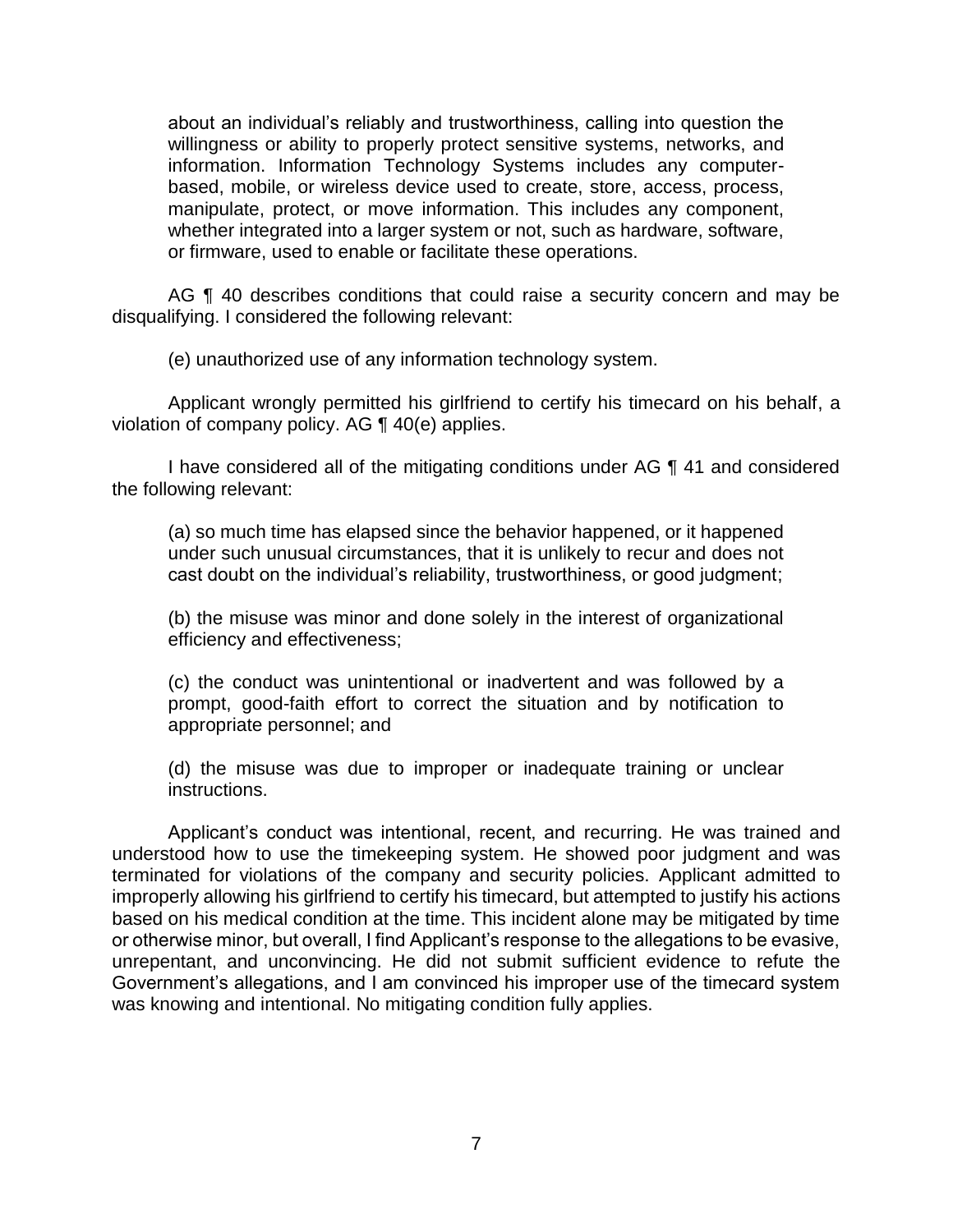about an individual's reliably and trustworthiness, calling into question the willingness or ability to properly protect sensitive systems, networks, and information. Information Technology Systems includes any computer-based, mobile, or wireless device used to create, store, access, process, manipulate, protect, or move information. This includes any component, whether integrated into a larger system or not, such as hardware, software, or firmware, used to enable or facilitate these operations.

AG ¶ 40 describes conditions that could raise a security concern and may be disqualifying. I considered the following relevant:

(e) unauthorized use of any information technology system.

Applicant wrongly permitted his girlfriend to certify his timecard on his behalf, a violation of company policy. AG ¶ 40(e) applies.

I have considered all of the mitigating conditions under AG ¶ 41 and considered the following relevant:

(a) so much time has elapsed since the behavior happened, or it happened under such unusual circumstances, that it is unlikely to recur and does not cast doubt on the individual's reliability, trustworthiness, or good judgment;

(b) the misuse was minor and done solely in the interest of organizational efficiency and effectiveness;

(c) the conduct was unintentional or inadvertent and was followed by a prompt, good-faith effort to correct the situation and by notification to appropriate personnel; and

(d) the misuse was due to improper or inadequate training or unclear instructions.

Applicant's conduct was intentional, recent, and recurring. He was trained and understood how to use the timekeeping system. He showed poor judgment and was terminated for violations of the company and security policies. Applicant admitted to improperly allowing his girlfriend to certify his timecard, but attempted to justify his actions based on his medical condition at the time. This incident alone may be mitigated by time or otherwise minor, but overall, I find Applicant's response to the allegations to be evasive, unrepentant, and unconvincing. He did not submit sufficient evidence to refute the Government's allegations, and I am convinced his improper use of the timecard system was knowing and intentional. No mitigating condition fully applies.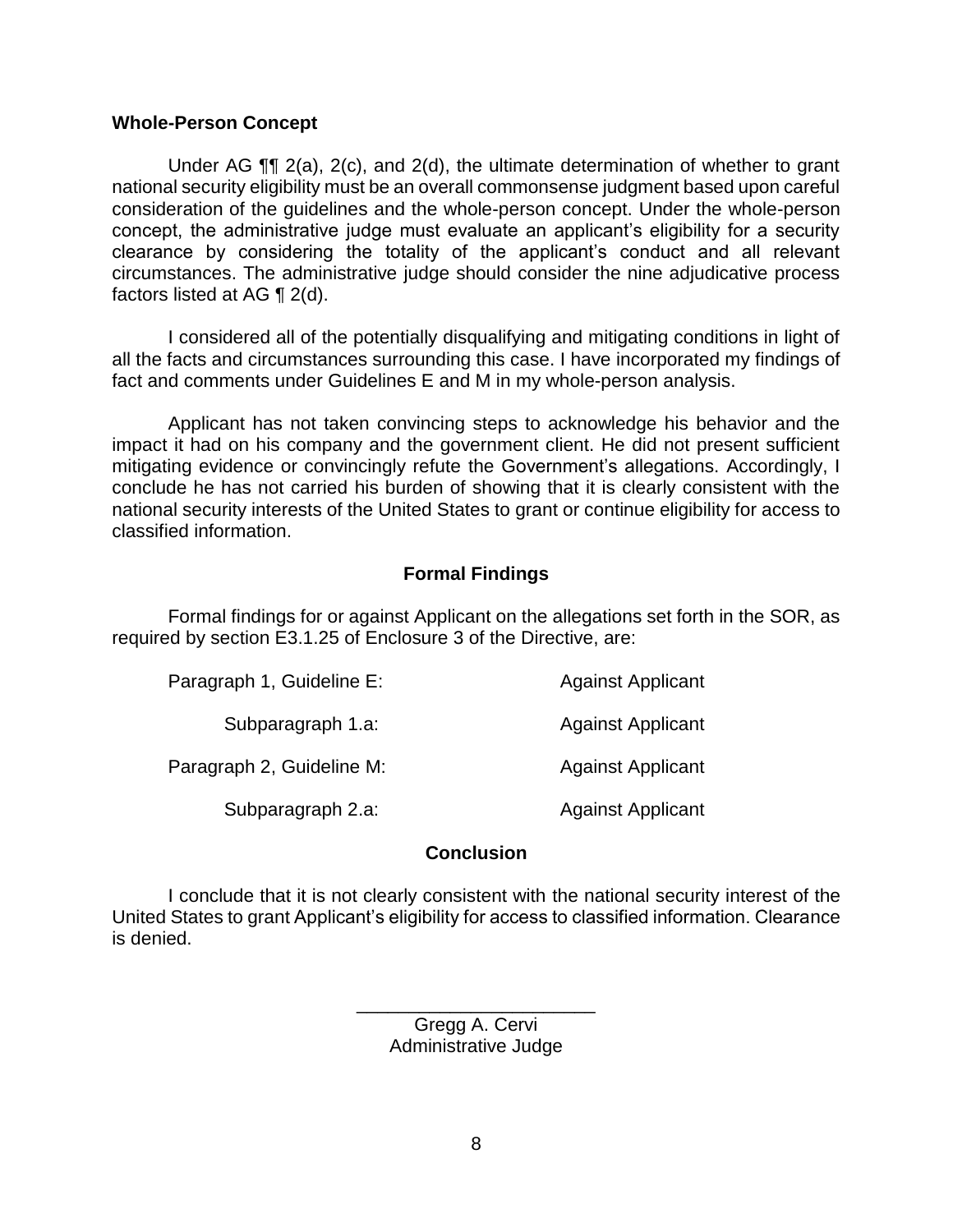### Whole-Person Concept

Under AG ¶¶ 2(a), 2(c), and 2(d), the ultimate determination of whether to grant national security eligibility must be an overall commonsense judgment based upon careful consideration of the guidelines and the whole-person concept. Under the whole-person concept, the administrative judge must evaluate an applicant's eligibility for a security clearance by considering the totality of the applicant's conduct and all relevant circumstances. The administrative judge should consider the nine adjudicative process factors listed at AG ¶ 2(d).

I considered all of the potentially disqualifying and mitigating conditions in light of all the facts and circumstances surrounding this case. I have incorporated my findings of fact and comments under Guidelines E and M in my whole-person analysis.

Applicant has not taken convincing steps to acknowledge his behavior and the impact it had on his company and the government client. He did not present sufficient mitigating evidence or convincingly refute the Government's allegations. Accordingly, I conclude he has not carried his burden of showing that it is clearly consistent with the national security interests of the United States to grant or continue eligibility for access to classified information.

## Formal Findings

Formal findings for or against Applicant on the allegations set forth in the SOR, as required by section E3.1.25 of Enclosure 3 of the Directive, are:

| | |
|---|---|
| Paragraph 1, Guideline E: | Against Applicant |
| Subparagraph 1.a: | Against Applicant |
| Paragraph 2, Guideline M: | Against Applicant |
| Subparagraph 2.a: | Against Applicant |

## Conclusion

I conclude that it is not clearly consistent with the national security interest of the United States to grant Applicant's eligibility for access to classified information. Clearance is denied.

\_\_\_\_\_\_\_\_\_\_\_\_\_\_\_\_\_\_\_\_\_\_\_\_

Gregg A. Cervi
Administrative Judge